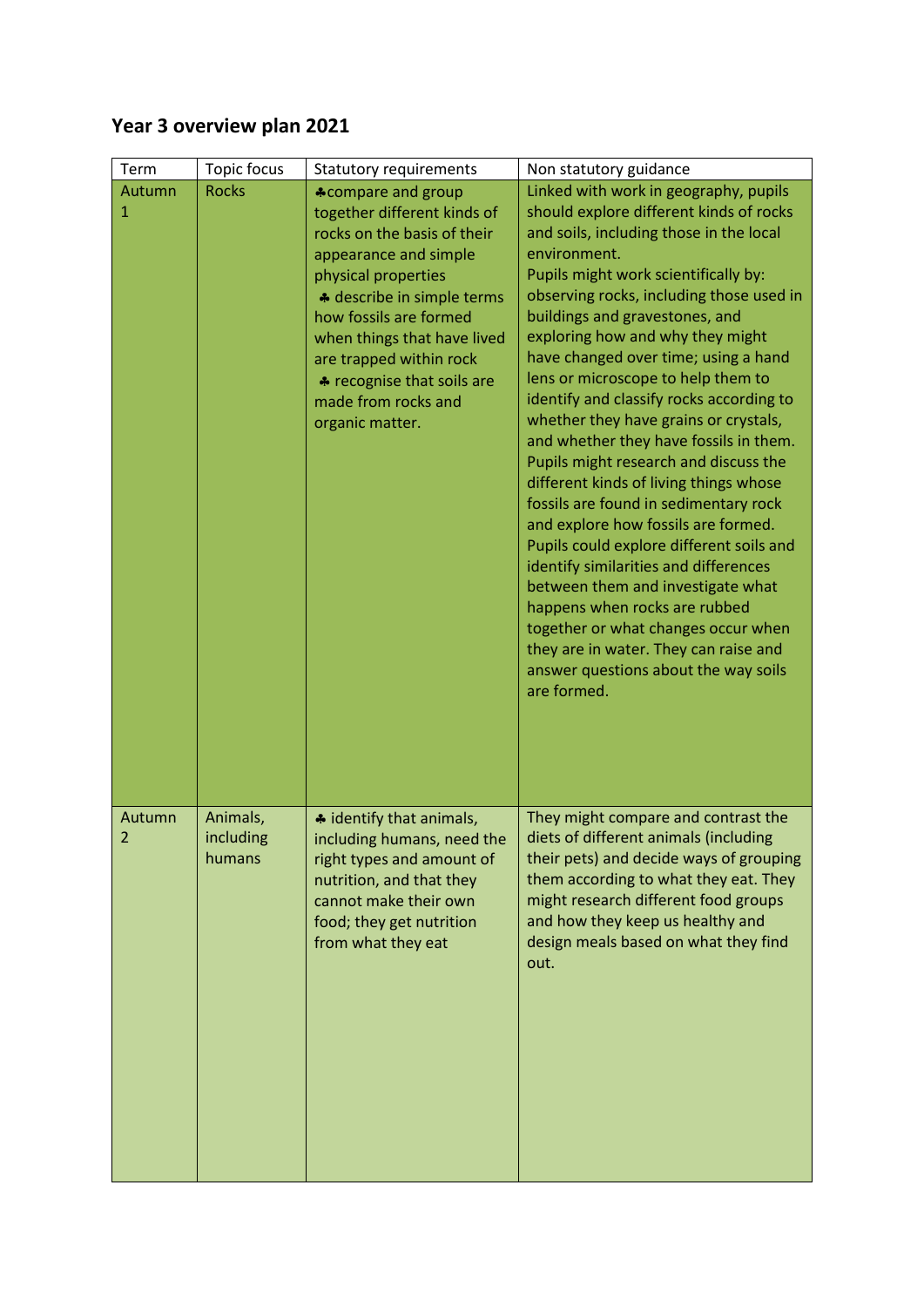# Year 3 overview plan 2021

| Term | Topic focus | Statutory requirements | Non statutory guidance |
|---|---|---|---|
| Autumn 1 | Rocks | ♣compare and group together different kinds of rocks on the basis of their appearance and simple physical properties<br>♣ describe in simple terms how fossils are formed when things that have lived are trapped within rock<br>♣ recognise that soils are made from rocks and organic matter. | Linked with work in geography, pupils should explore different kinds of rocks and soils, including those in the local environment.<br>Pupils might work scientifically by: observing rocks, including those used in buildings and gravestones, and exploring how and why they might have changed over time; using a hand lens or microscope to help them to identify and classify rocks according to whether they have grains or crystals, and whether they have fossils in them. Pupils might research and discuss the different kinds of living things whose fossils are found in sedimentary rock and explore how fossils are formed. Pupils could explore different soils and identify similarities and differences between them and investigate what happens when rocks are rubbed together or what changes occur when they are in water. They can raise and answer questions about the way soils are formed. |
| Autumn 2 | Animals, including humans | ♣ identify that animals, including humans, need the right types and amount of nutrition, and that they cannot make their own food; they get nutrition from what they eat | They might compare and contrast the diets of different animals (including their pets) and decide ways of grouping them according to what they eat. They might research different food groups and how they keep us healthy and design meals based on what they find out. |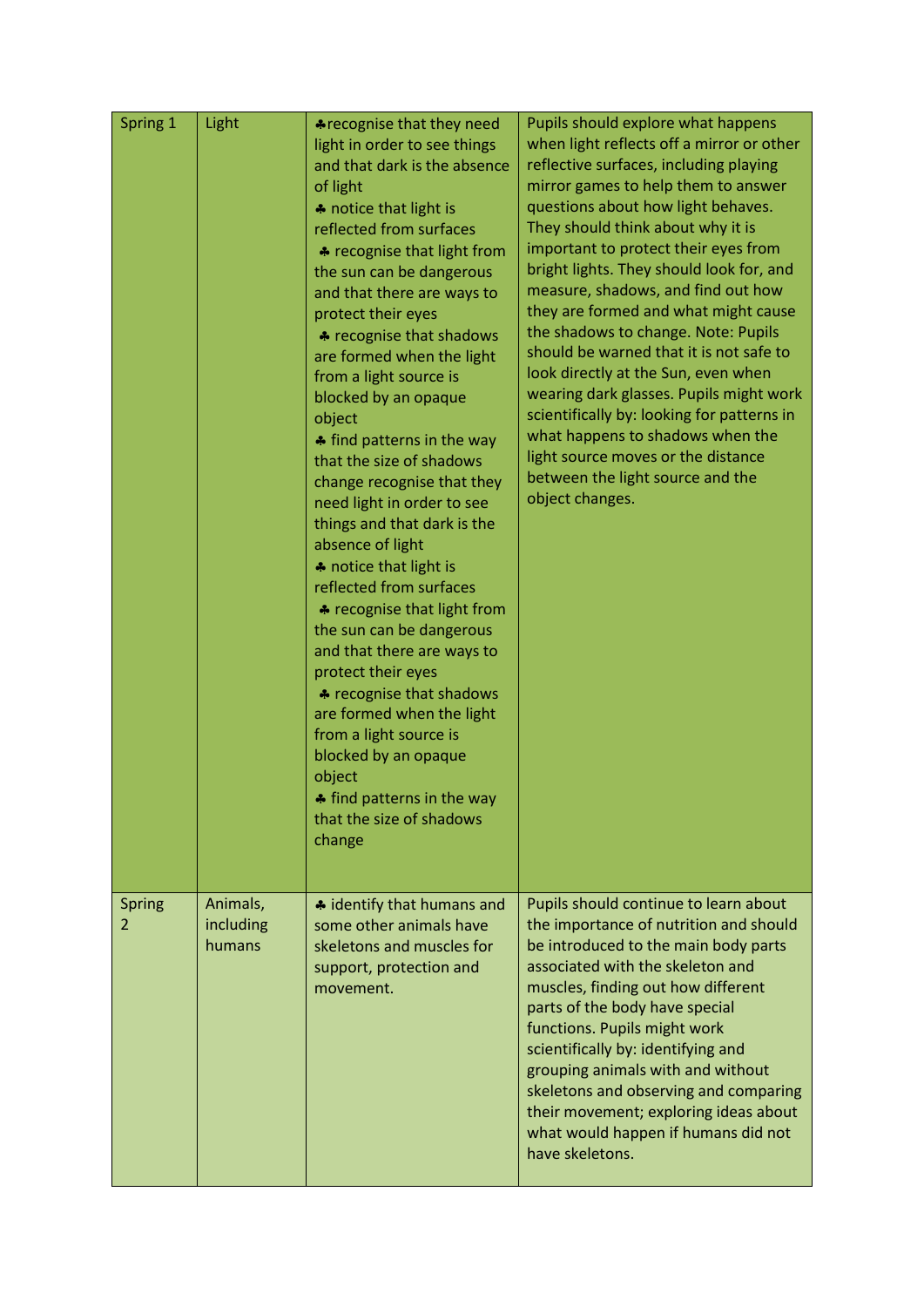| Spring 1 | Light | ♣recognise that they need light in order to see things and that dark is the absence of light<br>♣ notice that light is reflected from surfaces<br>♣ recognise that light from the sun can be dangerous and that there are ways to protect their eyes<br>♣ recognise that shadows are formed when the light from a light source is blocked by an opaque object<br>♣ find patterns in the way that the size of shadows change recognise that they need light in order to see things and that dark is the absence of light<br>♣ notice that light is reflected from surfaces<br>♣ recognise that light from the sun can be dangerous and that there are ways to protect their eyes<br>♣ recognise that shadows are formed when the light from a light source is blocked by an opaque object<br>♣ find patterns in the way that the size of shadows change | Pupils should explore what happens when light reflects off a mirror or other reflective surfaces, including playing mirror games to help them to answer questions about how light behaves. They should think about why it is important to protect their eyes from bright lights. They should look for, and measure, shadows, and find out how they are formed and what might cause the shadows to change. Note: Pupils should be warned that it is not safe to look directly at the Sun, even when wearing dark glasses. Pupils might work scientifically by: looking for patterns in what happens to shadows when the light source moves or the distance between the light source and the object changes. |
|---|---|---|---|
| Spring 2 | Animals, including humans | ♣ identify that humans and some other animals have skeletons and muscles for support, protection and movement. | Pupils should continue to learn about the importance of nutrition and should be introduced to the main body parts associated with the skeleton and muscles, finding out how different parts of the body have special functions. Pupils might work scientifically by: identifying and grouping animals with and without skeletons and observing and comparing their movement; exploring ideas about what would happen if humans did not have skeletons. |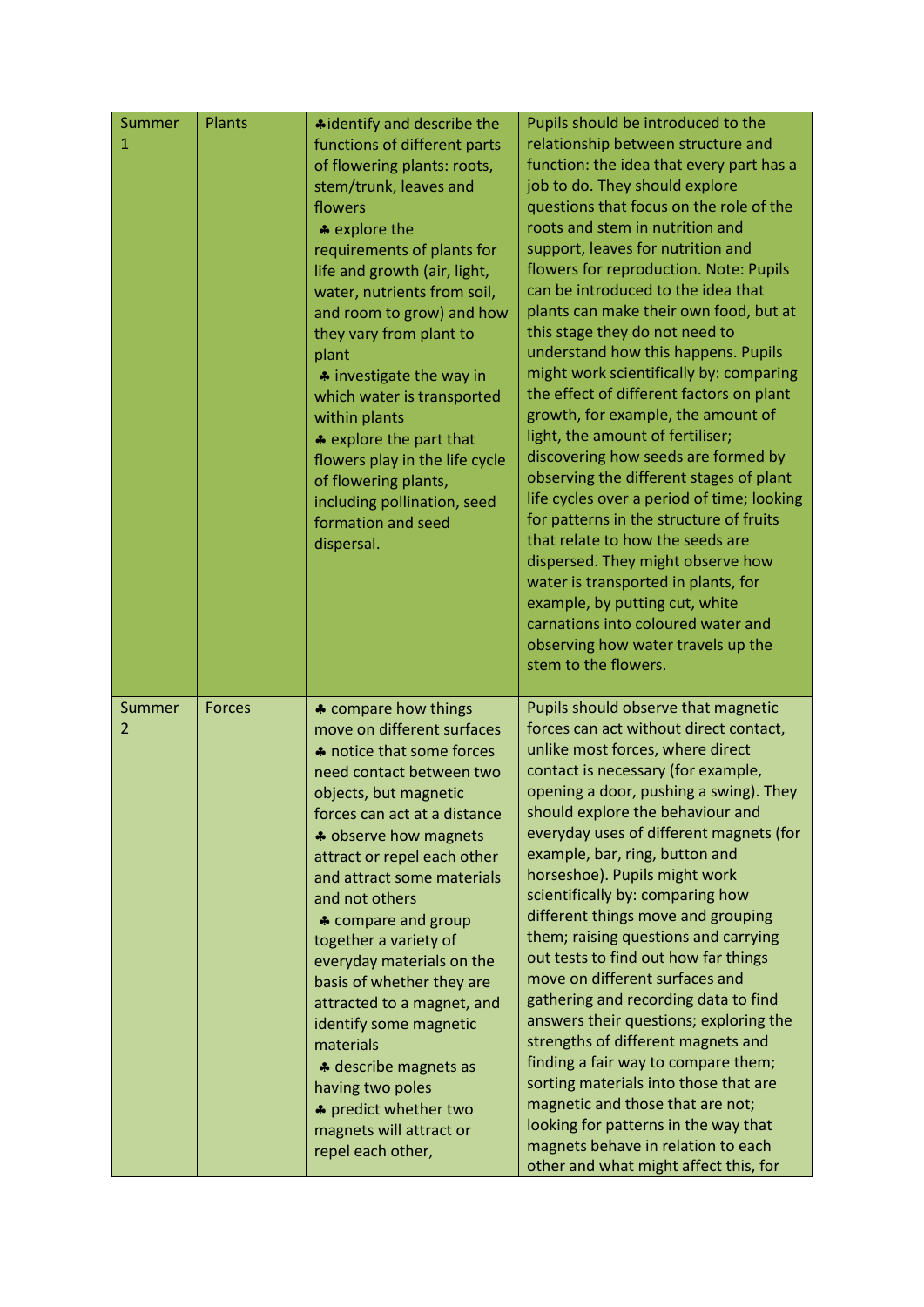| Summer 1 | Plants | ♣identify and describe the functions of different parts of flowering plants: roots, stem/trunk, leaves and flowers<br>♣ explore the requirements of plants for life and growth (air, light, water, nutrients from soil, and room to grow) and how they vary from plant to plant<br>♣ investigate the way in which water is transported within plants<br>♣ explore the part that flowers play in the life cycle of flowering plants, including pollination, seed formation and seed dispersal. | Pupils should be introduced to the relationship between structure and function: the idea that every part has a job to do. They should explore questions that focus on the role of the roots and stem in nutrition and support, leaves for nutrition and flowers for reproduction. Note: Pupils can be introduced to the idea that plants can make their own food, but at this stage they do not need to understand how this happens. Pupils might work scientifically by: comparing the effect of different factors on plant growth, for example, the amount of light, the amount of fertiliser; discovering how seeds are formed by observing the different stages of plant life cycles over a period of time; looking for patterns in the structure of fruits that relate to how the seeds are dispersed. They might observe how water is transported in plants, for example, by putting cut, white carnations into coloured water and observing how water travels up the stem to the flowers. |
|---|---|---|---|
| Summer 2 | Forces | ♣ compare how things move on different surfaces<br>♣ notice that some forces need contact between two objects, but magnetic forces can act at a distance<br>♣ observe how magnets attract or repel each other and attract some materials and not others<br>♣ compare and group together a variety of everyday materials on the basis of whether they are attracted to a magnet, and identify some magnetic materials<br>♣ describe magnets as having two poles<br>♣ predict whether two magnets will attract or repel each other, | Pupils should observe that magnetic forces can act without direct contact, unlike most forces, where direct contact is necessary (for example, opening a door, pushing a swing). They should explore the behaviour and everyday uses of different magnets (for example, bar, ring, button and horseshoe). Pupils might work scientifically by: comparing how different things move and grouping them; raising questions and carrying out tests to find out how far things move on different surfaces and gathering and recording data to find answers their questions; exploring the strengths of different magnets and finding a fair way to compare them; sorting materials into those that are magnetic and those that are not; looking for patterns in the way that magnets behave in relation to each other and what might affect this, for |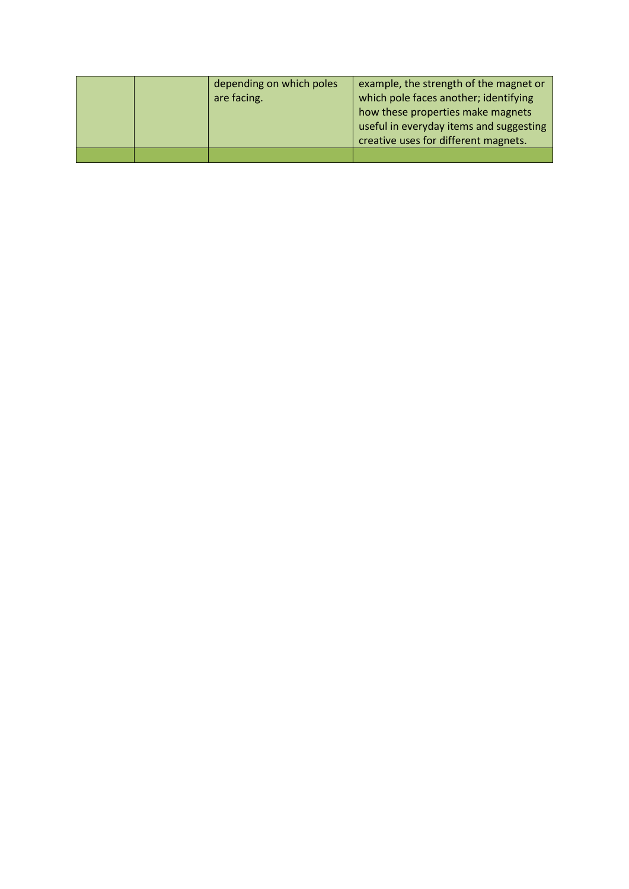| | | | |
|---|---|---|---|
| | | depending on which poles are facing. | example, the strength of the magnet or which pole faces another; identifying how these properties make magnets useful in everyday items and suggesting creative uses for different magnets. |
| | | | |